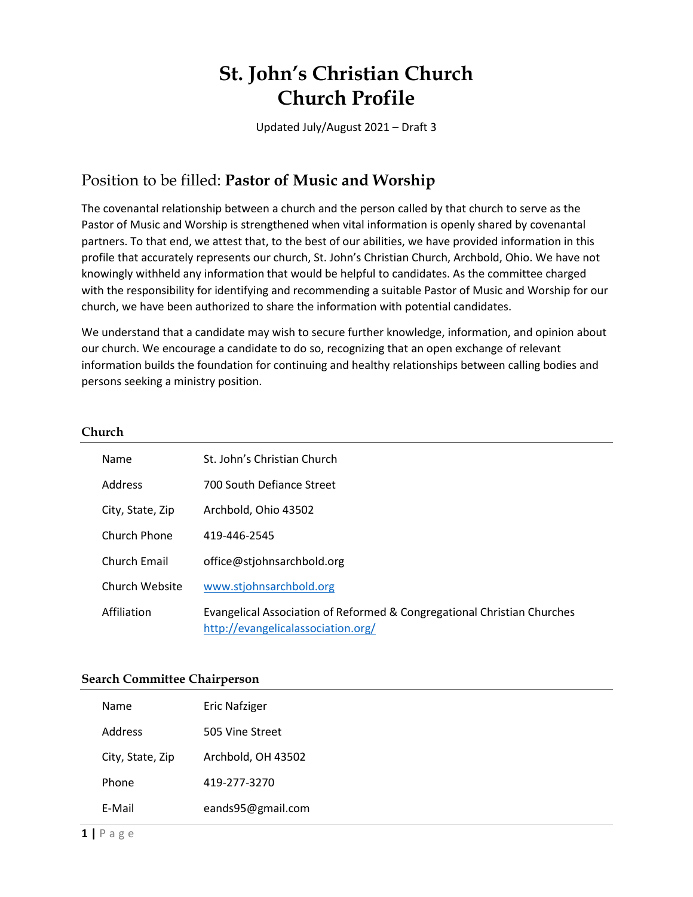// St. John's Christian Church
# St. John's Christian Church
# Church Profile

Updated July/August 2021 – Draft 3

## Position to be filled: **Pastor of Music and Worship**

The covenantal relationship between a church and the person called by that church to serve as the Pastor of Music and Worship is strengthened when vital information is openly shared by covenantal partners. To that end, we attest that, to the best of our abilities, we have provided information in this profile that accurately represents our church, St. John's Christian Church, Archbold, Ohio. We have not knowingly withheld any information that would be helpful to candidates. As the committee charged with the responsibility for identifying and recommending a suitable Pastor of Music and Worship for our church, we have been authorized to share the information with potential candidates.

We understand that a candidate may wish to secure further knowledge, information, and opinion about our church. We encourage a candidate to do so, recognizing that an open exchange of relevant information builds the foundation for continuing and healthy relationships between calling bodies and persons seeking a ministry position.

### Church

| | |
|---|---|
| Name | St. John's Christian Church |
| Address | 700 South Defiance Street |
| City, State, Zip | Archbold, Ohio 43502 |
| Church Phone | 419-446-2545 |
| Church Email | office@stjohnsarchbold.org |
| Church Website | www.stjohnsarchbold.org |
| Affiliation | Evangelical Association of Reformed & Congregational Christian Churches http://evangelicalassociation.org/ |

### Search Committee Chairperson

| | |
|---|---|
| Name | Eric Nafziger |
| Address | 505 Vine Street |
| City, State, Zip | Archbold, OH 43502 |
| Phone | 419-277-3270 |
| E-Mail | eands95@gmail.com |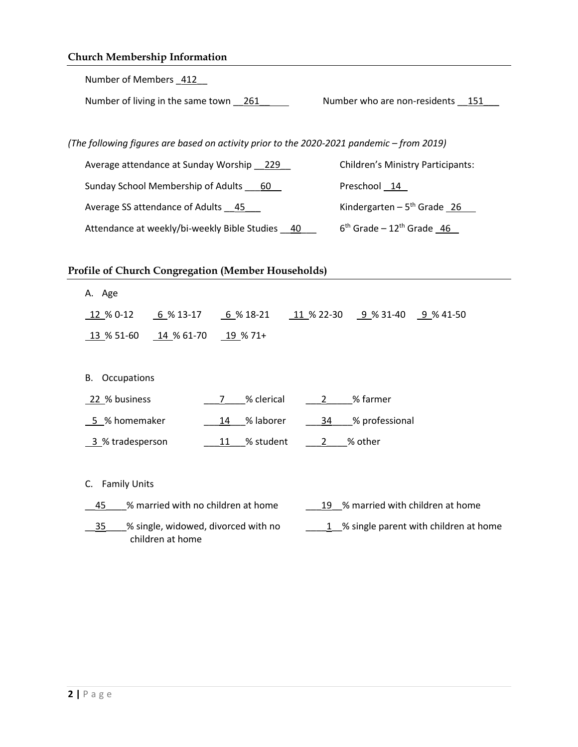## Church Membership Information

Number of Members 412

Number of living in the same town 261 | Number who are non-residents 151

*(The following figures are based on activity prior to the 2020-2021 pandemic – from 2019)*

Average attendance at Sunday Worship 229

Sunday School Membership of Adults 60

Average SS attendance of Adults 45

Attendance at weekly/bi-weekly Bible Studies 40

Children's Ministry Participants:

Preschool 14

Kindergarten – 5th Grade 26

6th Grade – 12th Grade 46

## Profile of Church Congregation (Member Households)

A. Age

12 % 0-12 | 6 % 13-17 | 6 % 18-21 | 11 % 22-30 | 9 % 31-40 | 9 % 41-50

13 % 51-60 | 14 % 61-70 | 19 % 71+

B. Occupations

22 % business | 7 % clerical | 2 % farmer

5 % homemaker | 14 % laborer | 34 % professional

3 % tradesperson | 11 % student | 2 % other

C. Family Units

45 % married with no children at home

19 % married with children at home

35 % single, widowed, divorced with no children at home

1 % single parent with children at home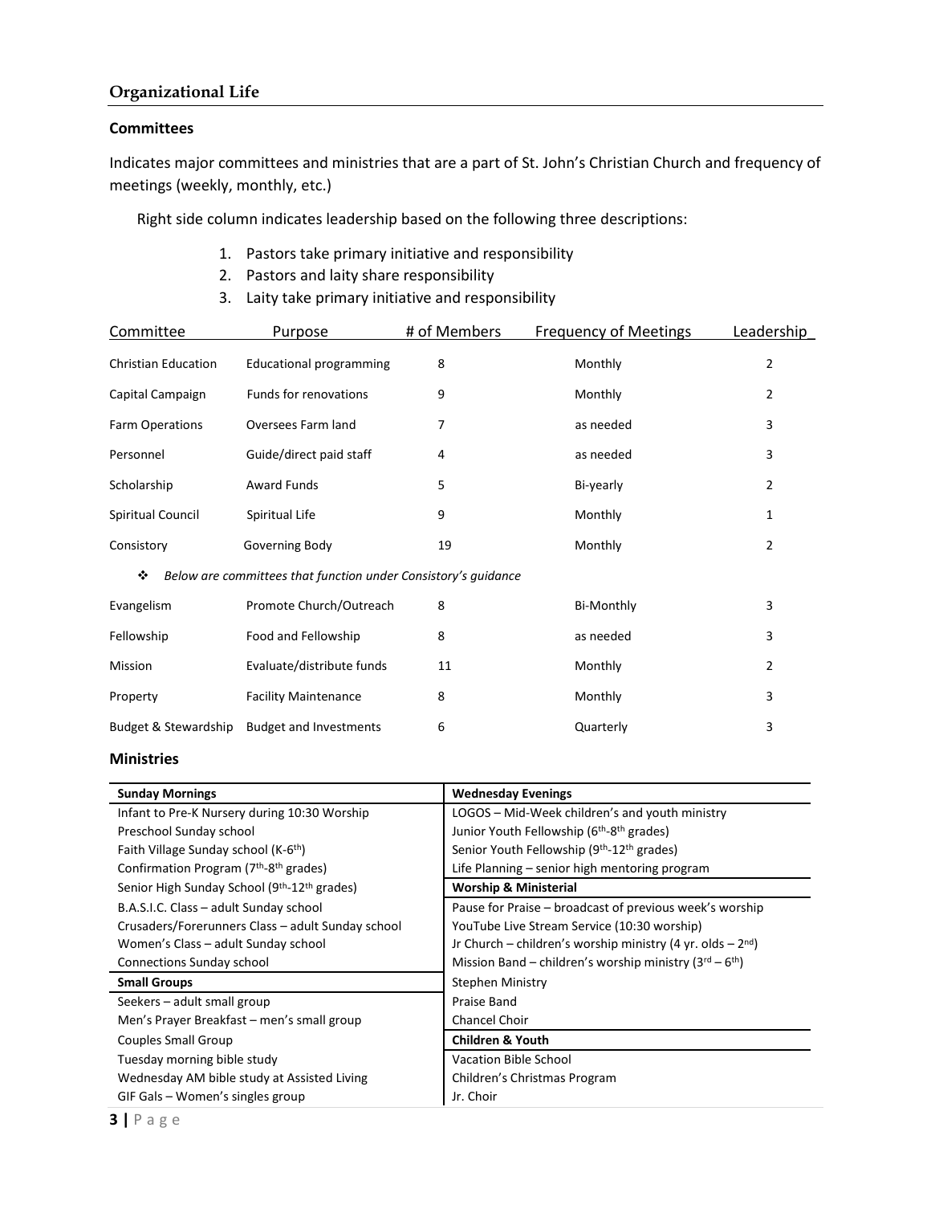## Organizational Life

### Committees

Indicates major committees and ministries that are a part of St. John's Christian Church and frequency of meetings (weekly, monthly, etc.)

Right side column indicates leadership based on the following three descriptions:

1. Pastors take primary initiative and responsibility
2. Pastors and laity share responsibility
3. Laity take primary initiative and responsibility

| Committee | Purpose | # of Members | Frequency of Meetings | Leadership |
|---|---|---|---|---|
| Christian Education | Educational programming | 8 | Monthly | 2 |
| Capital Campaign | Funds for renovations | 9 | Monthly | 2 |
| Farm Operations | Oversees Farm land | 7 | as needed | 3 |
| Personnel | Guide/direct paid staff | 4 | as needed | 3 |
| Scholarship | Award Funds | 5 | Bi-yearly | 2 |
| Spiritual Council | Spiritual Life | 9 | Monthly | 1 |
| Consistory | Governing Body | 19 | Monthly | 2 |
| ❖ *Below are committees that function under Consistory's guidance* | | | | |
| Evangelism | Promote Church/Outreach | 8 | Bi-Monthly | 3 |
| Fellowship | Food and Fellowship | 8 | as needed | 3 |
| Mission | Evaluate/distribute funds | 11 | Monthly | 2 |
| Property | Facility Maintenance | 8 | Monthly | 3 |
| Budget & Stewardship | Budget and Investments | 6 | Quarterly | 3 |

### Ministries

| Sunday Mornings | Wednesday Evenings |
|---|---|
| Infant to Pre-K Nursery during 10:30 Worship | LOGOS – Mid-Week children's and youth ministry |
| Preschool Sunday school | Junior Youth Fellowship (6th-8th grades) |
| Faith Village Sunday school (K-6th) | Senior Youth Fellowship (9th-12th grades) |
| Confirmation Program (7th-8th grades) | Life Planning – senior high mentoring program |
| Senior High Sunday School (9th-12th grades) | **Worship & Ministerial** |
| B.A.S.I.C. Class – adult Sunday school | Pause for Praise – broadcast of previous week's worship |
| Crusaders/Forerunners Class – adult Sunday school | YouTube Live Stream Service (10:30 worship) |
| Women's Class – adult Sunday school | Jr Church – children's worship ministry (4 yr. olds – 2nd) |
| Connections Sunday school | Mission Band – children's worship ministry (3rd – 6th) |
| **Small Groups** | Stephen Ministry |
| Seekers – adult small group | Praise Band |
| Men's Prayer Breakfast – men's small group | Chancel Choir |
| Couples Small Group | **Children & Youth** |
| Tuesday morning bible study | Vacation Bible School |
| Wednesday AM bible study at Assisted Living | Children's Christmas Program |
| GIF Gals – Women's singles group | Jr. Choir |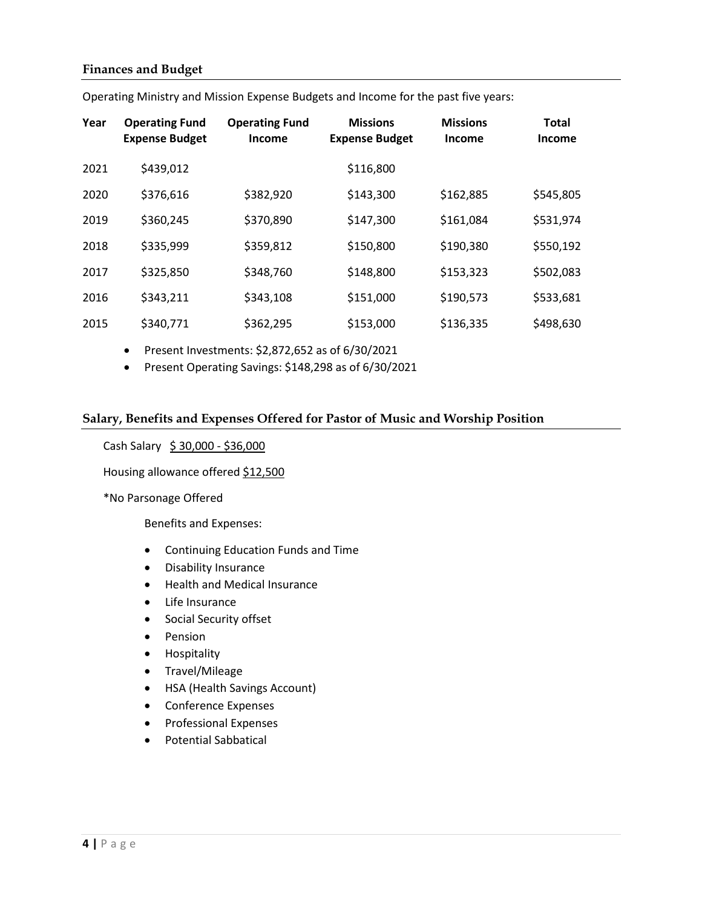## Finances and Budget

Operating Ministry and Mission Expense Budgets and Income for the past five years:

| Year | Operating Fund Expense Budget | Operating Fund Income | Missions Expense Budget | Missions Income | Total Income |
|---|---|---|---|---|---|
| 2021 | $439,012 | | $116,800 | | |
| 2020 | $376,616 | $382,920 | $143,300 | $162,885 | $545,805 |
| 2019 | $360,245 | $370,890 | $147,300 | $161,084 | $531,974 |
| 2018 | $335,999 | $359,812 | $150,800 | $190,380 | $550,192 |
| 2017 | $325,850 | $348,760 | $148,800 | $153,323 | $502,083 |
| 2016 | $343,211 | $343,108 | $151,000 | $190,573 | $533,681 |
| 2015 | $340,771 | $362,295 | $153,000 | $136,335 | $498,630 |

- Present Investments: $2,872,652 as of 6/30/2021
- Present Operating Savings: $148,298 as of 6/30/2021

## Salary, Benefits and Expenses Offered for Pastor of Music and Worship Position

Cash Salary $ 30,000 - $36,000

Housing allowance offered $12,500

*No Parsonage Offered

Benefits and Expenses:

- Continuing Education Funds and Time
- Disability Insurance
- Health and Medical Insurance
- Life Insurance
- Social Security offset
- Pension
- Hospitality
- Travel/Mileage
- HSA (Health Savings Account)
- Conference Expenses
- Professional Expenses
- Potential Sabbatical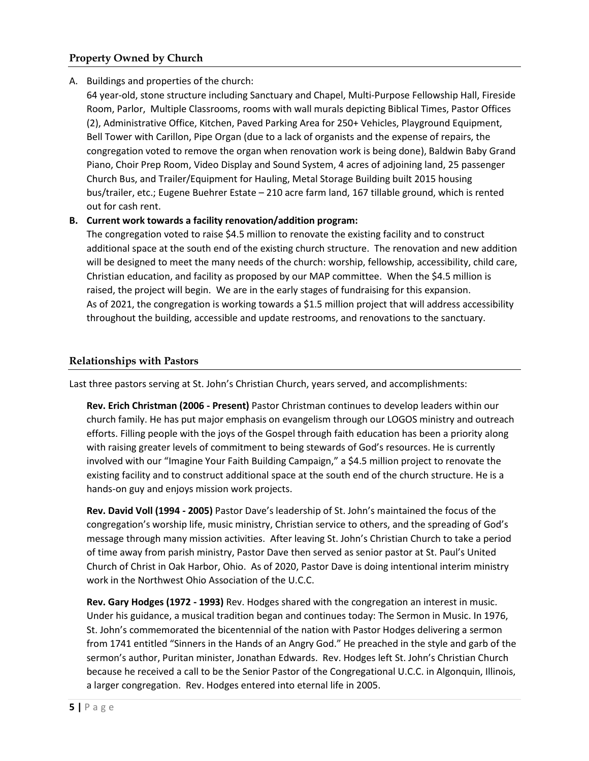## Property Owned by Church

A. Buildings and properties of the church:

   64 year-old, stone structure including Sanctuary and Chapel, Multi-Purpose Fellowship Hall, Fireside Room, Parlor, Multiple Classrooms, rooms with wall murals depicting Biblical Times, Pastor Offices (2), Administrative Office, Kitchen, Paved Parking Area for 250+ Vehicles, Playground Equipment, Bell Tower with Carillon, Pipe Organ (due to a lack of organists and the expense of repairs, the congregation voted to remove the organ when renovation work is being done), Baldwin Baby Grand Piano, Choir Prep Room, Video Display and Sound System, 4 acres of adjoining land, 25 passenger Church Bus, and Trailer/Equipment for Hauling, Metal Storage Building built 2015 housing bus/trailer, etc.; Eugene Buehrer Estate – 210 acre farm land, 167 tillable ground, which is rented out for cash rent.

**B. Current work towards a facility renovation/addition program:**

   The congregation voted to raise \$4.5 million to renovate the existing facility and to construct additional space at the south end of the existing church structure. The renovation and new addition will be designed to meet the many needs of the church: worship, fellowship, accessibility, child care, Christian education, and facility as proposed by our MAP committee. When the \$4.5 million is raised, the project will begin. We are in the early stages of fundraising for this expansion.

   As of 2021, the congregation is working towards a \$1.5 million project that will address accessibility throughout the building, accessible and update restrooms, and renovations to the sanctuary.

## Relationships with Pastors

Last three pastors serving at St. John's Christian Church, years served, and accomplishments:

**Rev. Erich Christman (2006 - Present)** Pastor Christman continues to develop leaders within our church family. He has put major emphasis on evangelism through our LOGOS ministry and outreach efforts. Filling people with the joys of the Gospel through faith education has been a priority along with raising greater levels of commitment to being stewards of God's resources. He is currently involved with our "Imagine Your Faith Building Campaign," a \$4.5 million project to renovate the existing facility and to construct additional space at the south end of the church structure. He is a hands-on guy and enjoys mission work projects.

**Rev. David Voll (1994 - 2005)** Pastor Dave's leadership of St. John's maintained the focus of the congregation's worship life, music ministry, Christian service to others, and the spreading of God's message through many mission activities. After leaving St. John's Christian Church to take a period of time away from parish ministry, Pastor Dave then served as senior pastor at St. Paul's United Church of Christ in Oak Harbor, Ohio. As of 2020, Pastor Dave is doing intentional interim ministry work in the Northwest Ohio Association of the U.C.C.

**Rev. Gary Hodges (1972 - 1993)** Rev. Hodges shared with the congregation an interest in music. Under his guidance, a musical tradition began and continues today: The Sermon in Music. In 1976, St. John's commemorated the bicentennial of the nation with Pastor Hodges delivering a sermon from 1741 entitled "Sinners in the Hands of an Angry God." He preached in the style and garb of the sermon's author, Puritan minister, Jonathan Edwards. Rev. Hodges left St. John's Christian Church because he received a call to be the Senior Pastor of the Congregational U.C.C. in Algonquin, Illinois, a larger congregation. Rev. Hodges entered into eternal life in 2005.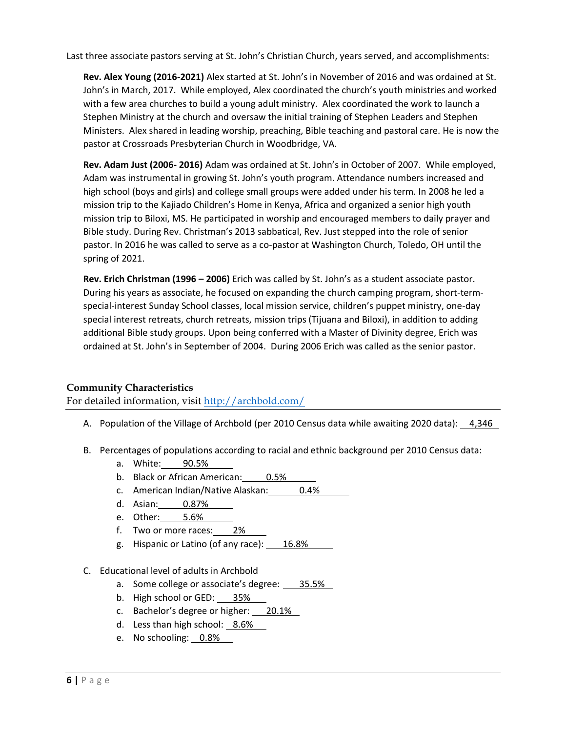Last three associate pastors serving at St. John's Christian Church, years served, and accomplishments:

**Rev. Alex Young (2016-2021)** Alex started at St. John's in November of 2016 and was ordained at St. John's in March, 2017. While employed, Alex coordinated the church's youth ministries and worked with a few area churches to build a young adult ministry. Alex coordinated the work to launch a Stephen Ministry at the church and oversaw the initial training of Stephen Leaders and Stephen Ministers. Alex shared in leading worship, preaching, Bible teaching and pastoral care. He is now the pastor at Crossroads Presbyterian Church in Woodbridge, VA.

**Rev. Adam Just (2006- 2016)** Adam was ordained at St. John's in October of 2007. While employed, Adam was instrumental in growing St. John's youth program. Attendance numbers increased and high school (boys and girls) and college small groups were added under his term. In 2008 he led a mission trip to the Kajiado Children's Home in Kenya, Africa and organized a senior high youth mission trip to Biloxi, MS. He participated in worship and encouraged members to daily prayer and Bible study. During Rev. Christman's 2013 sabbatical, Rev. Just stepped into the role of senior pastor. In 2016 he was called to serve as a co-pastor at Washington Church, Toledo, OH until the spring of 2021.

**Rev. Erich Christman (1996 – 2006)** Erich was called by St. John's as a student associate pastor. During his years as associate, he focused on expanding the church camping program, short-term-special-interest Sunday School classes, local mission service, children's puppet ministry, one-day special interest retreats, church retreats, mission trips (Tijuana and Biloxi), in addition to adding additional Bible study groups. Upon being conferred with a Master of Divinity degree, Erich was ordained at St. John's in September of 2004. During 2006 Erich was called as the senior pastor.

## Community Characteristics

For detailed information, visit http://archbold.com/

A. Population of the Village of Archbold (per 2010 Census data while awaiting 2020 data): 4,346

B. Percentages of populations according to racial and ethnic background per 2010 Census data:
   a. White: 90.5%
   b. Black or African American: 0.5%
   c. American Indian/Native Alaskan: 0.4%
   d. Asian: 0.87%
   e. Other: 5.6%
   f. Two or more races: 2%
   g. Hispanic or Latino (of any race): 16.8%

C. Educational level of adults in Archbold
   a. Some college or associate's degree: 35.5%
   b. High school or GED: 35%
   c. Bachelor's degree or higher: 20.1%
   d. Less than high school: 8.6%
   e. No schooling: 0.8%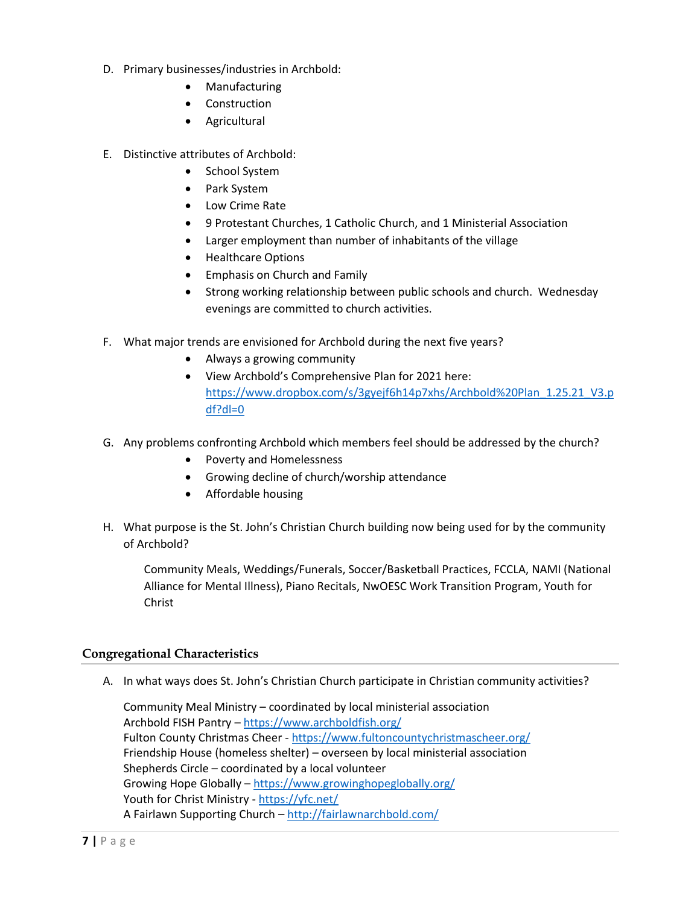D. Primary businesses/industries in Archbold:

- Manufacturing
- Construction
- Agricultural

E. Distinctive attributes of Archbold:

- School System
- Park System
- Low Crime Rate
- 9 Protestant Churches, 1 Catholic Church, and 1 Ministerial Association
- Larger employment than number of inhabitants of the village
- Healthcare Options
- Emphasis on Church and Family
- Strong working relationship between public schools and church. Wednesday evenings are committed to church activities.

F. What major trends are envisioned for Archbold during the next five years?

- Always a growing community
- View Archbold's Comprehensive Plan for 2021 here: https://www.dropbox.com/s/3gyejf6h14p7xhs/Archbold%20Plan_1.25.21_V3.pdf?dl=0

G. Any problems confronting Archbold which members feel should be addressed by the church?

- Poverty and Homelessness
- Growing decline of church/worship attendance
- Affordable housing

H. What purpose is the St. John's Christian Church building now being used for by the community of Archbold?

Community Meals, Weddings/Funerals, Soccer/Basketball Practices, FCCLA, NAMI (National Alliance for Mental Illness), Piano Recitals, NwOESC Work Transition Program, Youth for Christ

## Congregational Characteristics

A. In what ways does St. John's Christian Church participate in Christian community activities?

Community Meal Ministry – coordinated by local ministerial association
Archbold FISH Pantry – https://www.archboldfish.org/
Fulton County Christmas Cheer - https://www.fultoncountychristmascheer.org/
Friendship House (homeless shelter) – overseen by local ministerial association
Shepherds Circle – coordinated by a local volunteer
Growing Hope Globally – https://www.growinghopeglobally.org/
Youth for Christ Ministry - https://yfc.net/
A Fairlawn Supporting Church – http://fairlawnarchbold.com/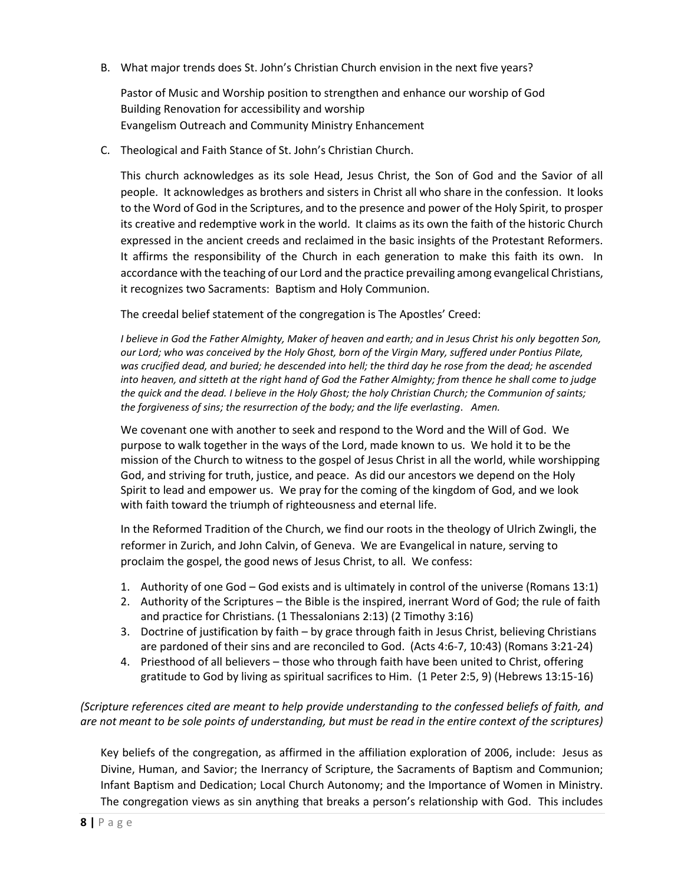B. What major trends does St. John's Christian Church envision in the next five years?

   Pastor of Music and Worship position to strengthen and enhance our worship of God
   Building Renovation for accessibility and worship
   Evangelism Outreach and Community Ministry Enhancement

C. Theological and Faith Stance of St. John's Christian Church.

   This church acknowledges as its sole Head, Jesus Christ, the Son of God and the Savior of all people. It acknowledges as brothers and sisters in Christ all who share in the confession. It looks to the Word of God in the Scriptures, and to the presence and power of the Holy Spirit, to prosper its creative and redemptive work in the world. It claims as its own the faith of the historic Church expressed in the ancient creeds and reclaimed in the basic insights of the Protestant Reformers. It affirms the responsibility of the Church in each generation to make this faith its own. In accordance with the teaching of our Lord and the practice prevailing among evangelical Christians, it recognizes two Sacraments: Baptism and Holy Communion.

   The creedal belief statement of the congregation is The Apostles' Creed:

   *I believe in God the Father Almighty, Maker of heaven and earth; and in Jesus Christ his only begotten Son, our Lord; who was conceived by the Holy Ghost, born of the Virgin Mary, suffered under Pontius Pilate, was crucified dead, and buried; he descended into hell; the third day he rose from the dead; he ascended into heaven, and sitteth at the right hand of God the Father Almighty; from thence he shall come to judge the quick and the dead. I believe in the Holy Ghost; the holy Christian Church; the Communion of saints; the forgiveness of sins; the resurrection of the body; and the life everlasting. Amen.*

   We covenant one with another to seek and respond to the Word and the Will of God. We purpose to walk together in the ways of the Lord, made known to us. We hold it to be the mission of the Church to witness to the gospel of Jesus Christ in all the world, while worshipping God, and striving for truth, justice, and peace. As did our ancestors we depend on the Holy Spirit to lead and empower us. We pray for the coming of the kingdom of God, and we look with faith toward the triumph of righteousness and eternal life.

   In the Reformed Tradition of the Church, we find our roots in the theology of Ulrich Zwingli, the reformer in Zurich, and John Calvin, of Geneva. We are Evangelical in nature, serving to proclaim the gospel, the good news of Jesus Christ, to all. We confess:

   1. Authority of one God – God exists and is ultimately in control of the universe (Romans 13:1)
   2. Authority of the Scriptures – the Bible is the inspired, inerrant Word of God; the rule of faith and practice for Christians. (1 Thessalonians 2:13) (2 Timothy 3:16)
   3. Doctrine of justification by faith – by grace through faith in Jesus Christ, believing Christians are pardoned of their sins and are reconciled to God. (Acts 4:6-7, 10:43) (Romans 3:21-24)
   4. Priesthood of all believers – those who through faith have been united to Christ, offering gratitude to God by living as spiritual sacrifices to Him. (1 Peter 2:5, 9) (Hebrews 13:15-16)

*(Scripture references cited are meant to help provide understanding to the confessed beliefs of faith, and are not meant to be sole points of understanding, but must be read in the entire context of the scriptures)*

Key beliefs of the congregation, as affirmed in the affiliation exploration of 2006, include: Jesus as Divine, Human, and Savior; the Inerrancy of Scripture, the Sacraments of Baptism and Communion; Infant Baptism and Dedication; Local Church Autonomy; and the Importance of Women in Ministry. The congregation views as sin anything that breaks a person's relationship with God. This includes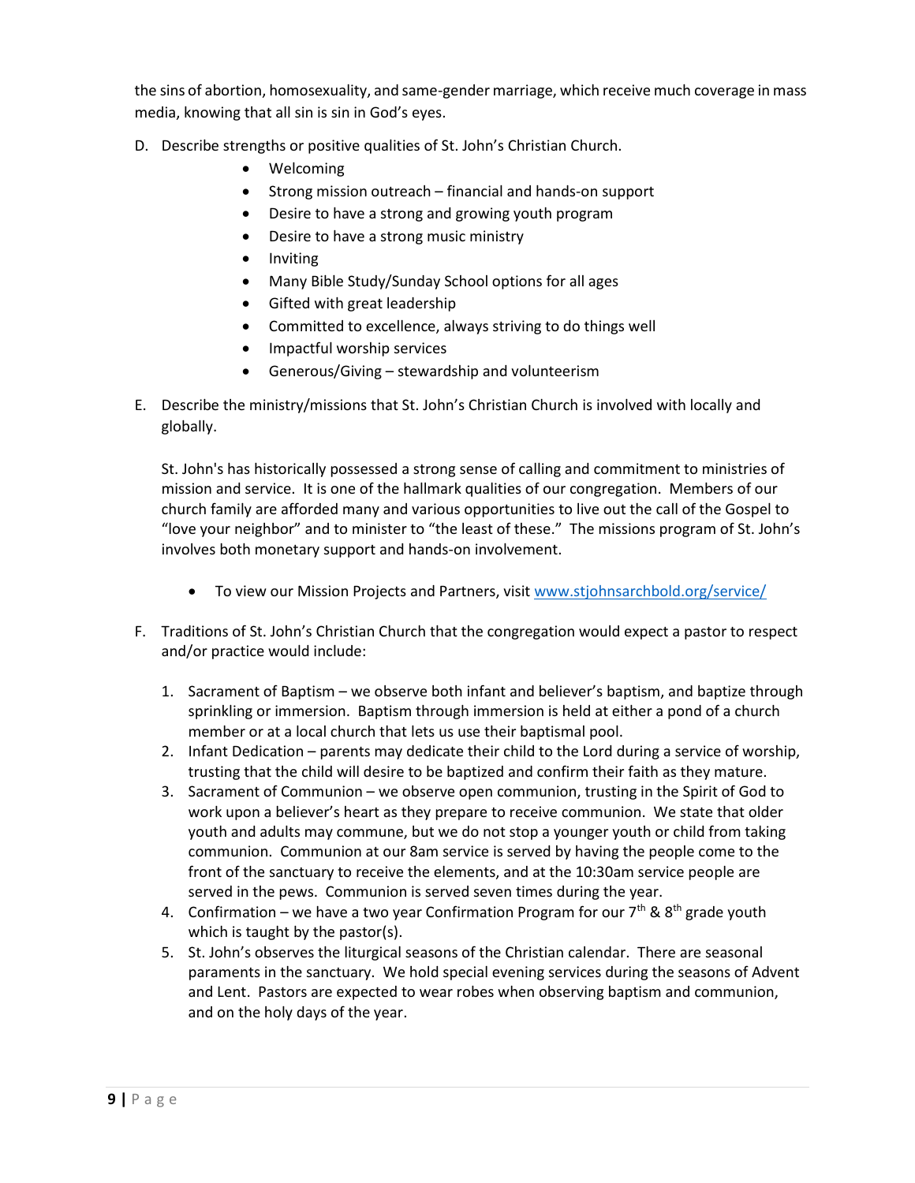the sins of abortion, homosexuality, and same-gender marriage, which receive much coverage in mass media, knowing that all sin is sin in God's eyes.

D. Describe strengths or positive qualities of St. John's Christian Church.

- Welcoming
- Strong mission outreach – financial and hands-on support
- Desire to have a strong and growing youth program
- Desire to have a strong music ministry
- Inviting
- Many Bible Study/Sunday School options for all ages
- Gifted with great leadership
- Committed to excellence, always striving to do things well
- Impactful worship services
- Generous/Giving – stewardship and volunteerism

E. Describe the ministry/missions that St. John's Christian Church is involved with locally and globally.

St. John's has historically possessed a strong sense of calling and commitment to ministries of mission and service. It is one of the hallmark qualities of our congregation. Members of our church family are afforded many and various opportunities to live out the call of the Gospel to "love your neighbor" and to minister to "the least of these." The missions program of St. John's involves both monetary support and hands-on involvement.

- To view our Mission Projects and Partners, visit [www.stjohnsarchbold.org/service/](www.stjohnsarchbold.org/service/)

F. Traditions of St. John's Christian Church that the congregation would expect a pastor to respect and/or practice would include:

1. Sacrament of Baptism – we observe both infant and believer's baptism, and baptize through sprinkling or immersion. Baptism through immersion is held at either a pond of a church member or at a local church that lets us use their baptismal pool.
2. Infant Dedication – parents may dedicate their child to the Lord during a service of worship, trusting that the child will desire to be baptized and confirm their faith as they mature.
3. Sacrament of Communion – we observe open communion, trusting in the Spirit of God to work upon a believer's heart as they prepare to receive communion. We state that older youth and adults may commune, but we do not stop a younger youth or child from taking communion. Communion at our 8am service is served by having the people come to the front of the sanctuary to receive the elements, and at the 10:30am service people are served in the pews. Communion is served seven times during the year.
4. Confirmation – we have a two year Confirmation Program for our 7th & 8th grade youth which is taught by the pastor(s).
5. St. John's observes the liturgical seasons of the Christian calendar. There are seasonal paraments in the sanctuary. We hold special evening services during the seasons of Advent and Lent. Pastors are expected to wear robes when observing baptism and communion, and on the holy days of the year.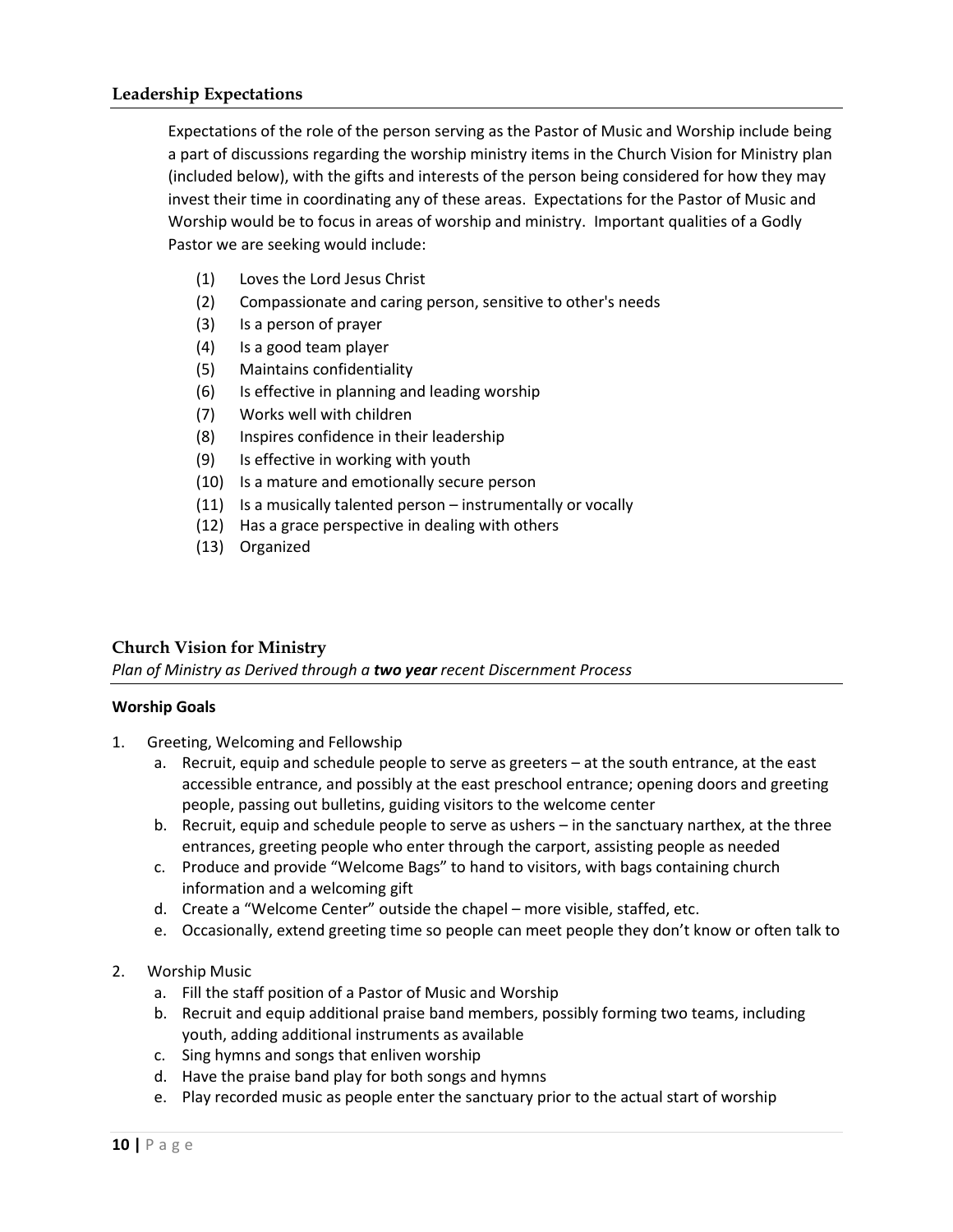## Leadership Expectations

Expectations of the role of the person serving as the Pastor of Music and Worship include being a part of discussions regarding the worship ministry items in the Church Vision for Ministry plan (included below), with the gifts and interests of the person being considered for how they may invest their time in coordinating any of these areas. Expectations for the Pastor of Music and Worship would be to focus in areas of worship and ministry. Important qualities of a Godly Pastor we are seeking would include:

(1) Loves the Lord Jesus Christ
(2) Compassionate and caring person, sensitive to other's needs
(3) Is a person of prayer
(4) Is a good team player
(5) Maintains confidentiality
(6) Is effective in planning and leading worship
(7) Works well with children
(8) Inspires confidence in their leadership
(9) Is effective in working with youth
(10) Is a mature and emotionally secure person
(11) Is a musically talented person – instrumentally or vocally
(12) Has a grace perspective in dealing with others
(13) Organized

## Church Vision for Ministry

*Plan of Ministry as Derived through a **two year** recent Discernment Process*

**Worship Goals**

1. Greeting, Welcoming and Fellowship
   a. Recruit, equip and schedule people to serve as greeters – at the south entrance, at the east accessible entrance, and possibly at the east preschool entrance; opening doors and greeting people, passing out bulletins, guiding visitors to the welcome center
   b. Recruit, equip and schedule people to serve as ushers – in the sanctuary narthex, at the three entrances, greeting people who enter through the carport, assisting people as needed
   c. Produce and provide "Welcome Bags" to hand to visitors, with bags containing church information and a welcoming gift
   d. Create a "Welcome Center" outside the chapel – more visible, staffed, etc.
   e. Occasionally, extend greeting time so people can meet people they don't know or often talk to

2. Worship Music
   a. Fill the staff position of a Pastor of Music and Worship
   b. Recruit and equip additional praise band members, possibly forming two teams, including youth, adding additional instruments as available
   c. Sing hymns and songs that enliven worship
   d. Have the praise band play for both songs and hymns
   e. Play recorded music as people enter the sanctuary prior to the actual start of worship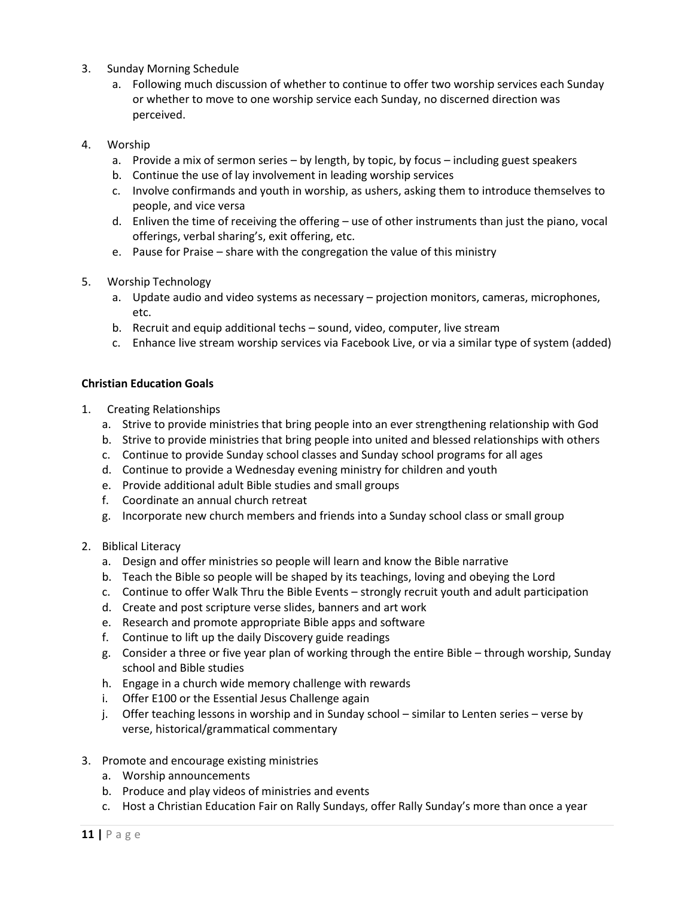3. Sunday Morning Schedule
   a. Following much discussion of whether to continue to offer two worship services each Sunday or whether to move to one worship service each Sunday, no discerned direction was perceived.

4. Worship
   a. Provide a mix of sermon series – by length, by topic, by focus – including guest speakers
   b. Continue the use of lay involvement in leading worship services
   c. Involve confirmands and youth in worship, as ushers, asking them to introduce themselves to people, and vice versa
   d. Enliven the time of receiving the offering – use of other instruments than just the piano, vocal offerings, verbal sharing's, exit offering, etc.
   e. Pause for Praise – share with the congregation the value of this ministry

5. Worship Technology
   a. Update audio and video systems as necessary – projection monitors, cameras, microphones, etc.
   b. Recruit and equip additional techs – sound, video, computer, live stream
   c. Enhance live stream worship services via Facebook Live, or via a similar type of system (added)

**Christian Education Goals**

1. Creating Relationships
   a. Strive to provide ministries that bring people into an ever strengthening relationship with God
   b. Strive to provide ministries that bring people into united and blessed relationships with others
   c. Continue to provide Sunday school classes and Sunday school programs for all ages
   d. Continue to provide a Wednesday evening ministry for children and youth
   e. Provide additional adult Bible studies and small groups
   f. Coordinate an annual church retreat
   g. Incorporate new church members and friends into a Sunday school class or small group

2. Biblical Literacy
   a. Design and offer ministries so people will learn and know the Bible narrative
   b. Teach the Bible so people will be shaped by its teachings, loving and obeying the Lord
   c. Continue to offer Walk Thru the Bible Events – strongly recruit youth and adult participation
   d. Create and post scripture verse slides, banners and art work
   e. Research and promote appropriate Bible apps and software
   f. Continue to lift up the daily Discovery guide readings
   g. Consider a three or five year plan of working through the entire Bible – through worship, Sunday school and Bible studies
   h. Engage in a church wide memory challenge with rewards
   i. Offer E100 or the Essential Jesus Challenge again
   j. Offer teaching lessons in worship and in Sunday school – similar to Lenten series – verse by verse, historical/grammatical commentary

3. Promote and encourage existing ministries
   a. Worship announcements
   b. Produce and play videos of ministries and events
   c. Host a Christian Education Fair on Rally Sundays, offer Rally Sunday's more than once a year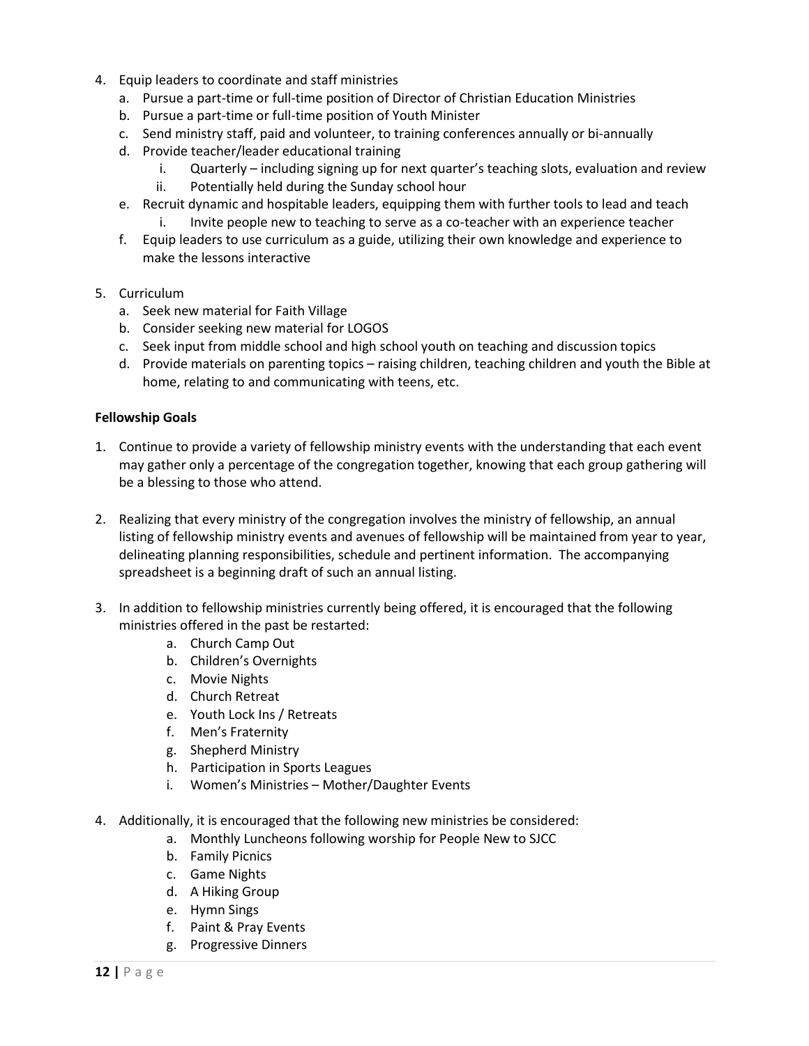4. Equip leaders to coordinate and staff ministries
   a. Pursue a part-time or full-time position of Director of Christian Education Ministries
   b. Pursue a part-time or full-time position of Youth Minister
   c. Send ministry staff, paid and volunteer, to training conferences annually or bi-annually
   d. Provide teacher/leader educational training
      i. Quarterly – including signing up for next quarter's teaching slots, evaluation and review
      ii. Potentially held during the Sunday school hour
   e. Recruit dynamic and hospitable leaders, equipping them with further tools to lead and teach
      i. Invite people new to teaching to serve as a co-teacher with an experience teacher
   f. Equip leaders to use curriculum as a guide, utilizing their own knowledge and experience to make the lessons interactive

5. Curriculum
   a. Seek new material for Faith Village
   b. Consider seeking new material for LOGOS
   c. Seek input from middle school and high school youth on teaching and discussion topics
   d. Provide materials on parenting topics – raising children, teaching children and youth the Bible at home, relating to and communicating with teens, etc.

**Fellowship Goals**

1. Continue to provide a variety of fellowship ministry events with the understanding that each event may gather only a percentage of the congregation together, knowing that each group gathering will be a blessing to those who attend.

2. Realizing that every ministry of the congregation involves the ministry of fellowship, an annual listing of fellowship ministry events and avenues of fellowship will be maintained from year to year, delineating planning responsibilities, schedule and pertinent information. The accompanying spreadsheet is a beginning draft of such an annual listing.

3. In addition to fellowship ministries currently being offered, it is encouraged that the following ministries offered in the past be restarted:
   a. Church Camp Out
   b. Children's Overnights
   c. Movie Nights
   d. Church Retreat
   e. Youth Lock Ins / Retreats
   f. Men's Fraternity
   g. Shepherd Ministry
   h. Participation in Sports Leagues
   i. Women's Ministries – Mother/Daughter Events

4. Additionally, it is encouraged that the following new ministries be considered:
   a. Monthly Luncheons following worship for People New to SJCC
   b. Family Picnics
   c. Game Nights
   d. A Hiking Group
   e. Hymn Sings
   f. Paint & Pray Events
   g. Progressive Dinners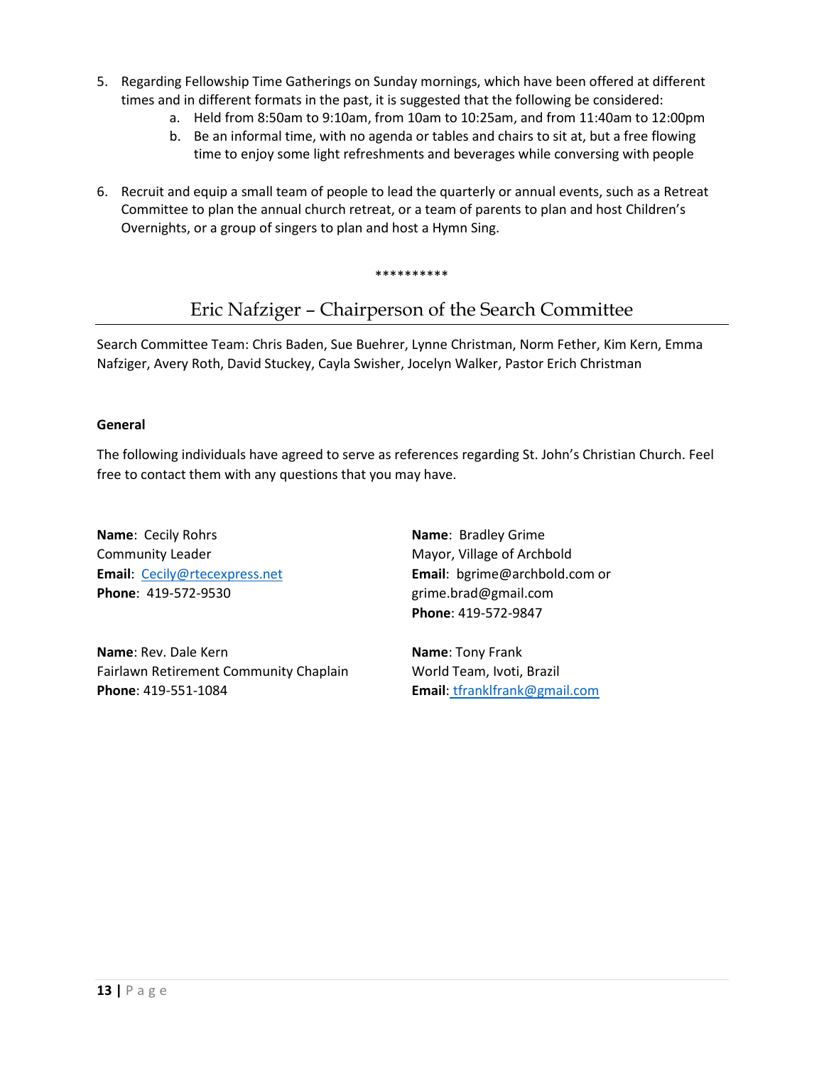5. Regarding Fellowship Time Gatherings on Sunday mornings, which have been offered at different times and in different formats in the past, it is suggested that the following be considered:
    a. Held from 8:50am to 9:10am, from 10am to 10:25am, and from 11:40am to 12:00pm
    b. Be an informal time, with no agenda or tables and chairs to sit at, but a free flowing time to enjoy some light refreshments and beverages while conversing with people

6. Recruit and equip a small team of people to lead the quarterly or annual events, such as a Retreat Committee to plan the annual church retreat, or a team of parents to plan and host Children's Overnights, or a group of singers to plan and host a Hymn Sing.

**********

## Eric Nafziger – Chairperson of the Search Committee

Search Committee Team: Chris Baden, Sue Buehrer, Lynne Christman, Norm Fether, Kim Kern, Emma Nafziger, Avery Roth, David Stuckey, Cayla Swisher, Jocelyn Walker, Pastor Erich Christman

**General**

The following individuals have agreed to serve as references regarding St. John's Christian Church. Feel free to contact them with any questions that you may have.

**Name**: Cecily Rohrs
Community Leader
**Email**: Cecily@rtecexpress.net
**Phone**: 419-572-9530

**Name**: Bradley Grime
Mayor, Village of Archbold
**Email**: bgrime@archbold.com or grime.brad@gmail.com
**Phone**: 419-572-9847

**Name**: Rev. Dale Kern
Fairlawn Retirement Community Chaplain
**Phone**: 419-551-1084

**Name**: Tony Frank
World Team, Ivoti, Brazil
**Email**: tfranklfrank@gmail.com